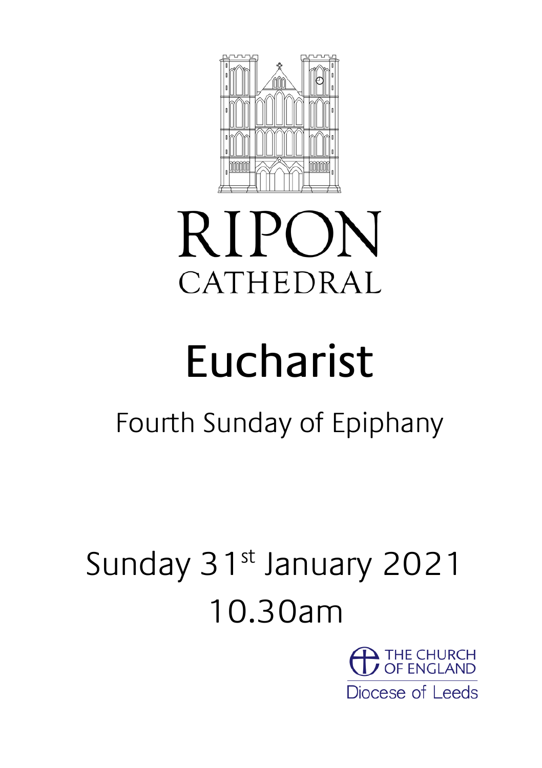# RIPON CATHEDRAL

# Eucharist

## Fourth Sunday of Epiphany

Sunday 31st January 2021

10.30am

THE CHURCH OF ENGLAND

Diocese of Leeds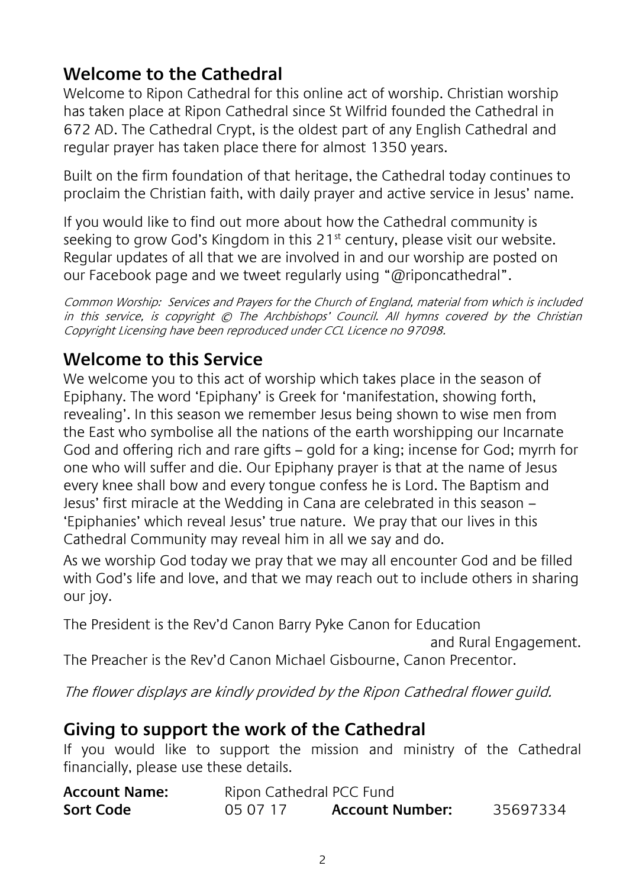## Welcome to the Cathedral

Welcome to Ripon Cathedral for this online act of worship. Christian worship has taken place at Ripon Cathedral since St Wilfrid founded the Cathedral in 672 AD. The Cathedral Crypt, is the oldest part of any English Cathedral and regular prayer has taken place there for almost 1350 years.

Built on the firm foundation of that heritage, the Cathedral today continues to proclaim the Christian faith, with daily prayer and active service in Jesus' name.

If you would like to find out more about how the Cathedral community is seeking to grow God's Kingdom in this 21st century, please visit our website. Regular updates of all that we are involved in and our worship are posted on our Facebook page and we tweet regularly using "@riponcathedral".

*Common Worship: Services and Prayers for the Church of England, material from which is included in this service, is copyright © The Archbishops' Council. All hymns covered by the Christian Copyright Licensing have been reproduced under CCL Licence no 97098.*

## Welcome to this Service

We welcome you to this act of worship which takes place in the season of Epiphany. The word 'Epiphany' is Greek for 'manifestation, showing forth, revealing'. In this season we remember Jesus being shown to wise men from the East who symbolise all the nations of the earth worshipping our Incarnate God and offering rich and rare gifts – gold for a king; incense for God; myrrh for one who will suffer and die. Our Epiphany prayer is that at the name of Jesus every knee shall bow and every tongue confess he is Lord. The Baptism and Jesus' first miracle at the Wedding in Cana are celebrated in this season – 'Epiphanies' which reveal Jesus' true nature. We pray that our lives in this Cathedral Community may reveal him in all we say and do.

As we worship God today we pray that we may all encounter God and be filled with God's life and love, and that we may reach out to include others in sharing our joy.

The President is the Rev'd Canon Barry Pyke Canon for Education and Rural Engagement.
The Preacher is the Rev'd Canon Michael Gisbourne, Canon Precentor.

*The flower displays are kindly provided by the Ripon Cathedral flower guild.*

## Giving to support the work of the Cathedral

If you would like to support the mission and ministry of the Cathedral financially, please use these details.

| **Account Name:** | Ripon Cathedral PCC Fund | | |
|---|---|---|---|
| **Sort Code** | 05 07 17 | **Account Number:** | 35697334 |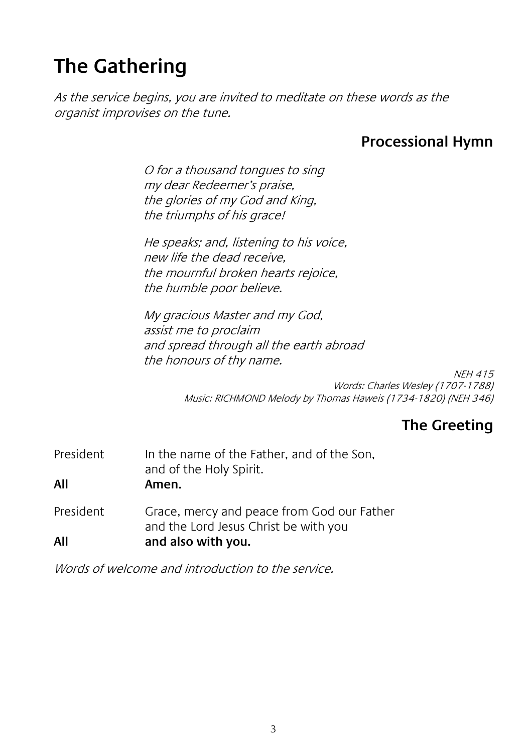# The Gathering

*As the service begins, you are invited to meditate on these words as the organist improvises on the tune.*

## Processional Hymn

*O for a thousand tongues to sing*
*my dear Redeemer's praise,*
*the glories of my God and King,*
*the triumphs of his grace!*

*He speaks; and, listening to his voice,*
*new life the dead receive,*
*the mournful broken hearts rejoice,*
*the humble poor believe.*

*My gracious Master and my God,*
*assist me to proclaim*
*and spread through all the earth abroad*
*the honours of thy name.*

*NEH 415*
*Words: Charles Wesley (1707-1788)*
*Music: RICHMOND Melody by Thomas Haweis (1734-1820) (NEH 346)*

## The Greeting

President In the name of the Father, and of the Son,
and of the Holy Spirit.
**All** **Amen.**

President Grace, mercy and peace from God our Father
and the Lord Jesus Christ be with you
**All** **and also with you.**

*Words of welcome and introduction to the service.*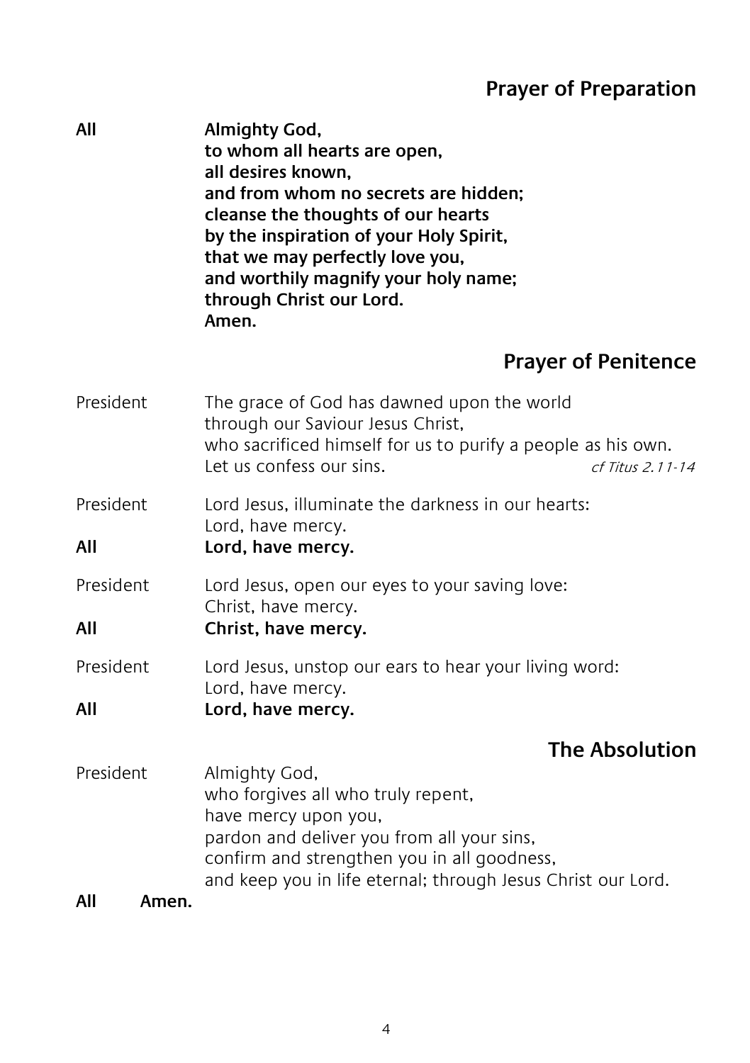## Prayer of Preparation

**All** **Almighty God,**
**to whom all hearts are open,**
**all desires known,**
**and from whom no secrets are hidden;**
**cleanse the thoughts of our hearts**
**by the inspiration of your Holy Spirit,**
**that we may perfectly love you,**
**and worthily magnify your holy name;**
**through Christ our Lord.**
**Amen.**

## Prayer of Penitence

President The grace of God has dawned upon the world
through our Saviour Jesus Christ,
who sacrificed himself for us to purify a people as his own.
Let us confess our sins. *cf Titus 2.11-14*

President Lord Jesus, illuminate the darkness in our hearts:
Lord, have mercy.

**All** **Lord, have mercy.**

President Lord Jesus, open our eyes to your saving love:
Christ, have mercy.

**All** **Christ, have mercy.**

President Lord Jesus, unstop our ears to hear your living word:
Lord, have mercy.

**All** **Lord, have mercy.**

## The Absolution

President Almighty God,
who forgives all who truly repent,
have mercy upon you,
pardon and deliver you from all your sins,
confirm and strengthen you in all goodness,
and keep you in life eternal; through Jesus Christ our Lord.

**All** **Amen.**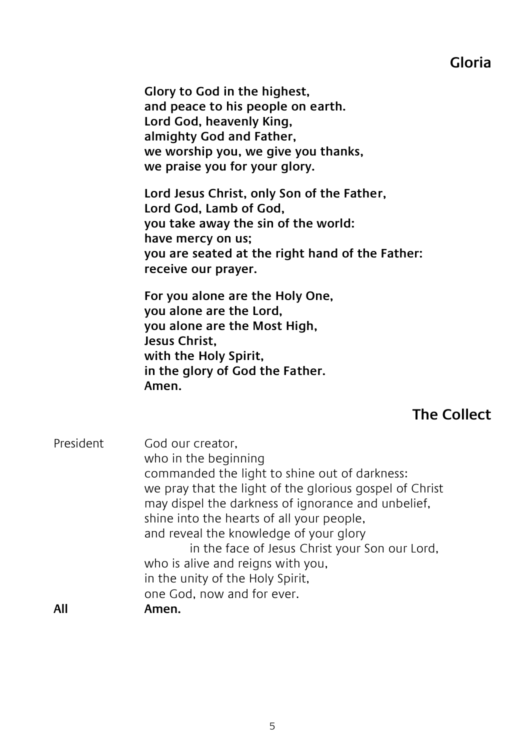## Gloria

**Glory to God in the highest,**
**and peace to his people on earth.**
**Lord God, heavenly King,**
**almighty God and Father,**
**we worship you, we give you thanks,**
**we praise you for your glory.**

**Lord Jesus Christ, only Son of the Father,**
**Lord God, Lamb of God,**
**you take away the sin of the world:**
**have mercy on us;**
**you are seated at the right hand of the Father:**
**receive our prayer.**

**For you alone are the Holy One,**
**you alone are the Lord,**
**you alone are the Most High,**
**Jesus Christ,**
**with the Holy Spirit,**
**in the glory of God the Father.**
**Amen.**

## The Collect

President God our creator,
who in the beginning
commanded the light to shine out of darkness:
we pray that the light of the glorious gospel of Christ
may dispel the darkness of ignorance and unbelief,
shine into the hearts of all your people,
and reveal the knowledge of your glory
in the face of Jesus Christ your Son our Lord,
who is alive and reigns with you,
in the unity of the Holy Spirit,
one God, now and for ever.

**All** **Amen.**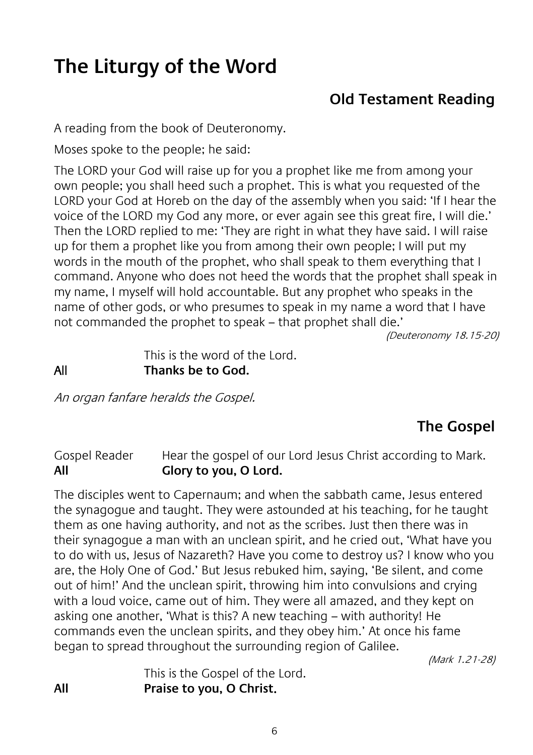# The Liturgy of the Word

## Old Testament Reading

A reading from the book of Deuteronomy.

Moses spoke to the people; he said:

The LORD your God will raise up for you a prophet like me from among your own people; you shall heed such a prophet. This is what you requested of the LORD your God at Horeb on the day of the assembly when you said: 'If I hear the voice of the LORD my God any more, or ever again see this great fire, I will die.' Then the LORD replied to me: 'They are right in what they have said. I will raise up for them a prophet like you from among their own people; I will put my words in the mouth of the prophet, who shall speak to them everything that I command. Anyone who does not heed the words that the prophet shall speak in my name, I myself will hold accountable. But any prophet who speaks in the name of other gods, or who presumes to speak in my name a word that I have not commanded the prophet to speak – that prophet shall die.'

*(Deuteronomy 18.15-20)*

This is the word of the Lord.
All **Thanks be to God.**

*An organ fanfare heralds the Gospel.*

## The Gospel

Gospel Reader Hear the gospel of our Lord Jesus Christ according to Mark.
**All** **Glory to you, O Lord.**

The disciples went to Capernaum; and when the sabbath came, Jesus entered the synagogue and taught. They were astounded at his teaching, for he taught them as one having authority, and not as the scribes. Just then there was in their synagogue a man with an unclean spirit, and he cried out, 'What have you to do with us, Jesus of Nazareth? Have you come to destroy us? I know who you are, the Holy One of God.' But Jesus rebuked him, saying, 'Be silent, and come out of him!' And the unclean spirit, throwing him into convulsions and crying with a loud voice, came out of him. They were all amazed, and they kept on asking one another, 'What is this? A new teaching – with authority! He commands even the unclean spirits, and they obey him.' At once his fame began to spread throughout the surrounding region of Galilee.

*(Mark 1.21-28)*

This is the Gospel of the Lord.
**All** **Praise to you, O Christ.**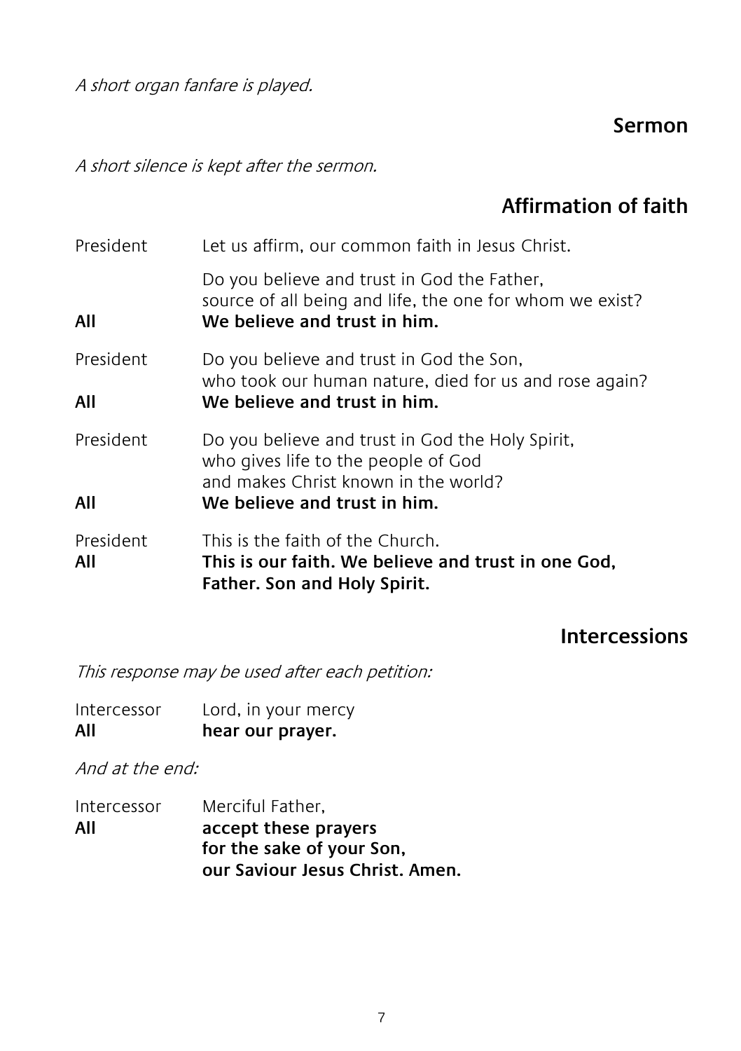*A short organ fanfare is played.*

## Sermon

*A short silence is kept after the sermon.*

## Affirmation of faith

President Let us affirm, our common faith in Jesus Christ.

Do you believe and trust in God the Father,
source of all being and life, the one for whom we exist?

**All** **We believe and trust in him.**

President Do you believe and trust in God the Son,
who took our human nature, died for us and rose again?

**All** **We believe and trust in him.**

President Do you believe and trust in God the Holy Spirit,
who gives life to the people of God
and makes Christ known in the world?

**All** **We believe and trust in him.**

President This is the faith of the Church.

**All** **This is our faith. We believe and trust in one God,
Father. Son and Holy Spirit.**

## Intercessions

*This response may be used after each petition:*

Intercessor Lord, in your mercy

**All** **hear our prayer.**

*And at the end:*

Intercessor Merciful Father,

**All** **accept these prayers
for the sake of your Son,
our Saviour Jesus Christ. Amen.**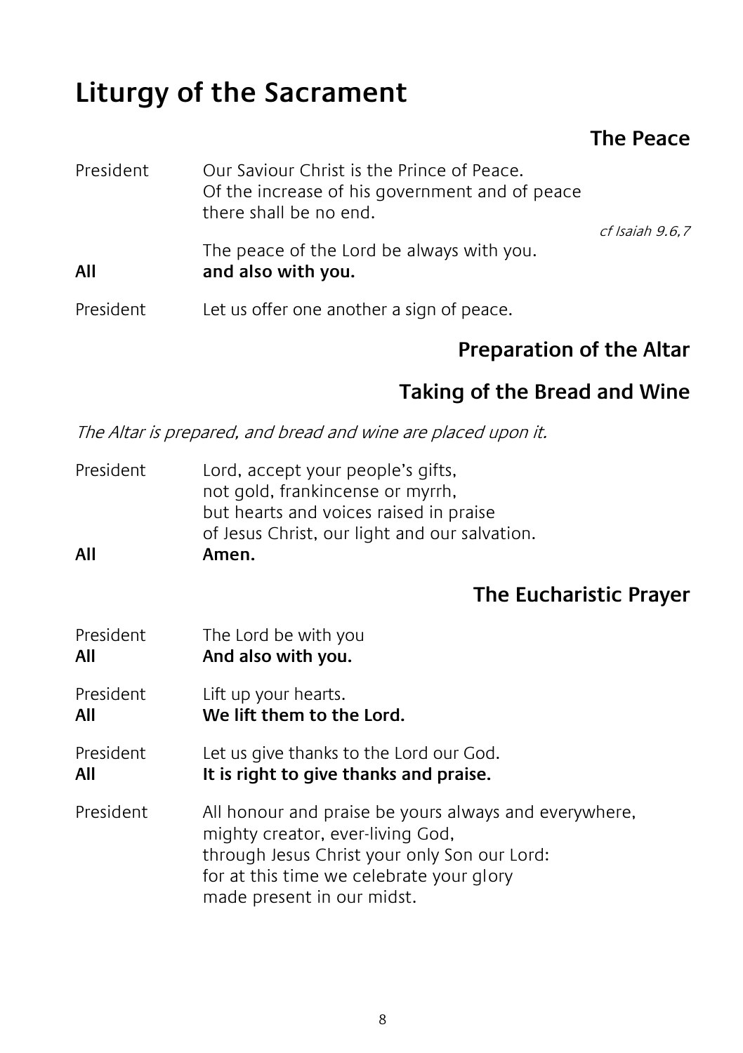# Liturgy of the Sacrament

## The Peace

President Our Saviour Christ is the Prince of Peace.
Of the increase of his government and of peace
there shall be no end.

*cf Isaiah 9.6,7*

The peace of the Lord be always with you.

**All** **and also with you.**

President Let us offer one another a sign of peace.

## Preparation of the Altar

## Taking of the Bread and Wine

*The Altar is prepared, and bread and wine are placed upon it.*

President Lord, accept your people's gifts,
not gold, frankincense or myrrh,
but hearts and voices raised in praise
of Jesus Christ, our light and our salvation.

**All** **Amen.**

## The Eucharistic Prayer

President The Lord be with you

**All** **And also with you.**

President Lift up your hearts.

**All** **We lift them to the Lord.**

President Let us give thanks to the Lord our God.

**All** **It is right to give thanks and praise.**

President All honour and praise be yours always and everywhere,
mighty creator, ever-living God,
through Jesus Christ your only Son our Lord:
for at this time we celebrate your glory
made present in our midst.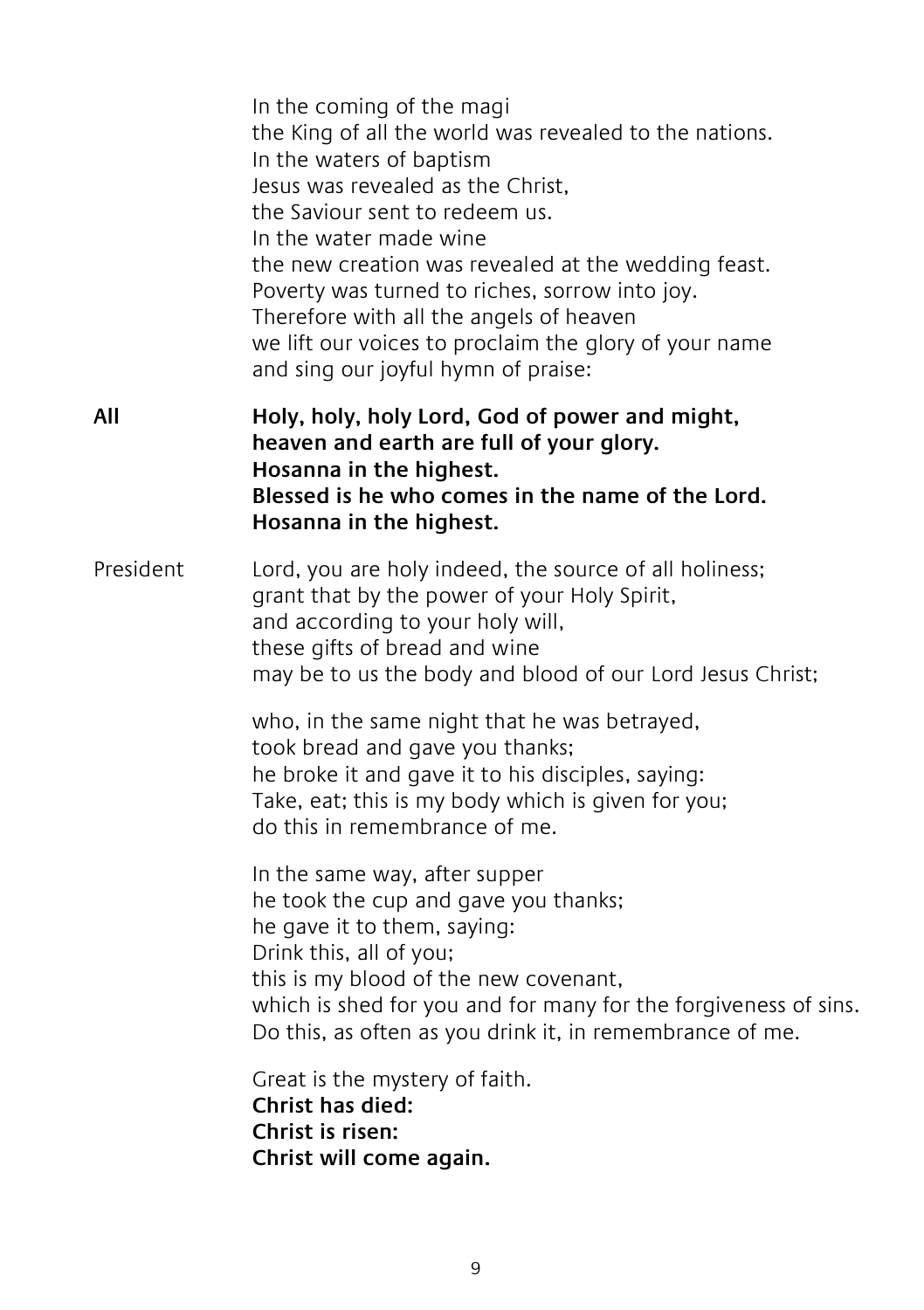In the coming of the magi
the King of all the world was revealed to the nations.
In the waters of baptism
Jesus was revealed as the Christ,
the Saviour sent to redeem us.
In the water made wine
the new creation was revealed at the wedding feast.
Poverty was turned to riches, sorrow into joy.
Therefore with all the angels of heaven
we lift our voices to proclaim the glory of your name
and sing our joyful hymn of praise:

**All** **Holy, holy, holy Lord, God of power and might,
heaven and earth are full of your glory.
Hosanna in the highest.
Blessed is he who comes in the name of the Lord.
Hosanna in the highest.**

President Lord, you are holy indeed, the source of all holiness;
grant that by the power of your Holy Spirit,
and according to your holy will,
these gifts of bread and wine
may be to us the body and blood of our Lord Jesus Christ;

who, in the same night that he was betrayed,
took bread and gave you thanks;
he broke it and gave it to his disciples, saying:
Take, eat; this is my body which is given for you;
do this in remembrance of me.

In the same way, after supper
he took the cup and gave you thanks;
he gave it to them, saying:
Drink this, all of you;
this is my blood of the new covenant,
which is shed for you and for many for the forgiveness of sins.
Do this, as often as you drink it, in remembrance of me.

Great is the mystery of faith.
**Christ has died:
Christ is risen:
Christ will come again.**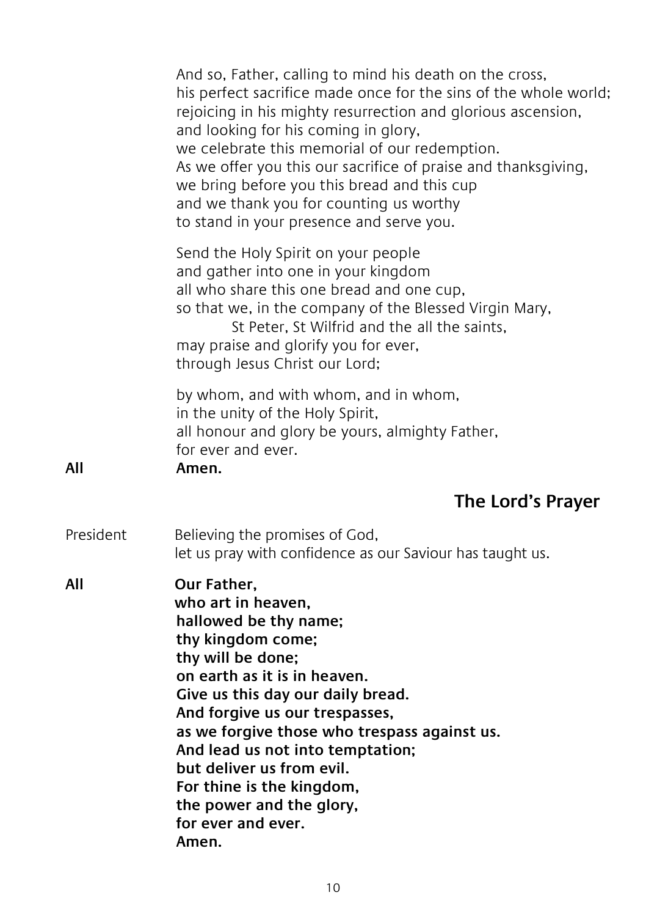And so, Father, calling to mind his death on the cross,
his perfect sacrifice made once for the sins of the whole world;
rejoicing in his mighty resurrection and glorious ascension,
and looking for his coming in glory,
we celebrate this memorial of our redemption.
As we offer you this our sacrifice of praise and thanksgiving,
we bring before you this bread and this cup
and we thank you for counting us worthy
to stand in your presence and serve you.

Send the Holy Spirit on your people
and gather into one in your kingdom
all who share this one bread and one cup,
so that we, in the company of the Blessed Virgin Mary,
St Peter, St Wilfrid and the all the saints,
may praise and glorify you for ever,
through Jesus Christ our Lord;

by whom, and with whom, and in whom,
in the unity of the Holy Spirit,
all honour and glory be yours, almighty Father,
for ever and ever.

**All** **Amen.**

## The Lord's Prayer

President Believing the promises of God,
let us pray with confidence as our Saviour has taught us.

**All** **Our Father,**
**who art in heaven,**
**hallowed be thy name;**
**thy kingdom come;**
**thy will be done;**
**on earth as it is in heaven.**
**Give us this day our daily bread.**
**And forgive us our trespasses,**
**as we forgive those who trespass against us.**
**And lead us not into temptation;**
**but deliver us from evil.**
**For thine is the kingdom,**
**the power and the glory,**
**for ever and ever.**
**Amen.**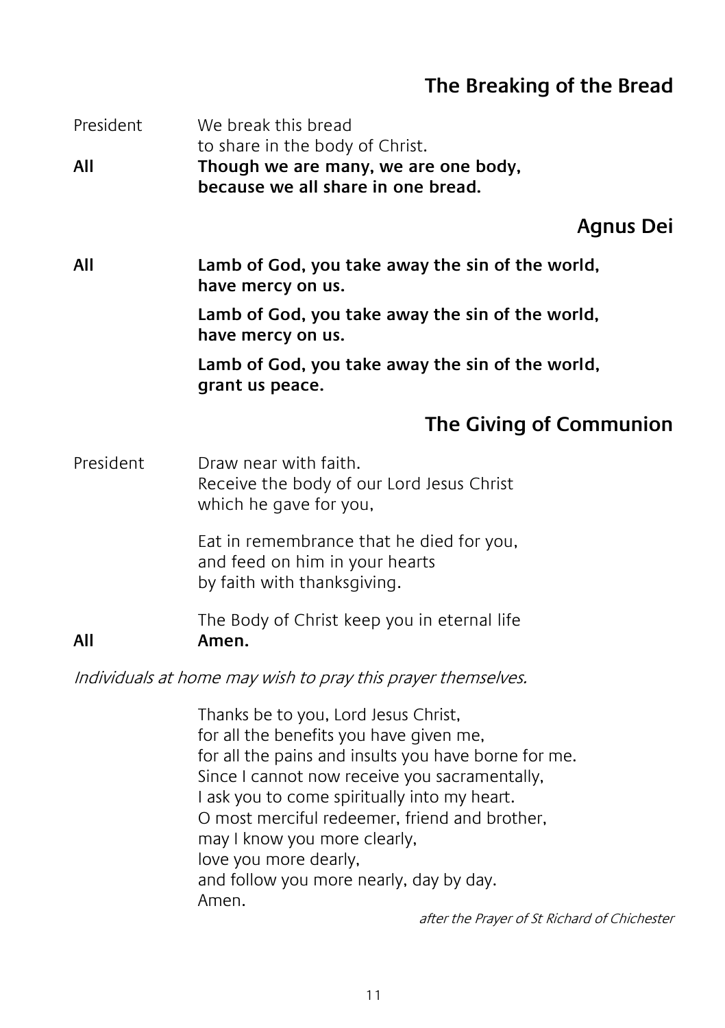## The Breaking of the Bread

President We break this bread
to share in the body of Christ.

**All** **Though we are many, we are one body,**
**because we all share in one bread.**

## Agnus Dei

**All** **Lamb of God, you take away the sin of the world,**
**have mercy on us.**

**Lamb of God, you take away the sin of the world,**
**have mercy on us.**

**Lamb of God, you take away the sin of the world,**
**grant us peace.**

## The Giving of Communion

President Draw near with faith.
Receive the body of our Lord Jesus Christ
which he gave for you,

Eat in remembrance that he died for you,
and feed on him in your hearts
by faith with thanksgiving.

The Body of Christ keep you in eternal life

**All** **Amen.**

*Individuals at home may wish to pray this prayer themselves.*

Thanks be to you, Lord Jesus Christ,
for all the benefits you have given me,
for all the pains and insults you have borne for me.
Since I cannot now receive you sacramentally,
I ask you to come spiritually into my heart.
O most merciful redeemer, friend and brother,
may I know you more clearly,
love you more dearly,
and follow you more nearly, day by day.
Amen.

*after the Prayer of St Richard of Chichester*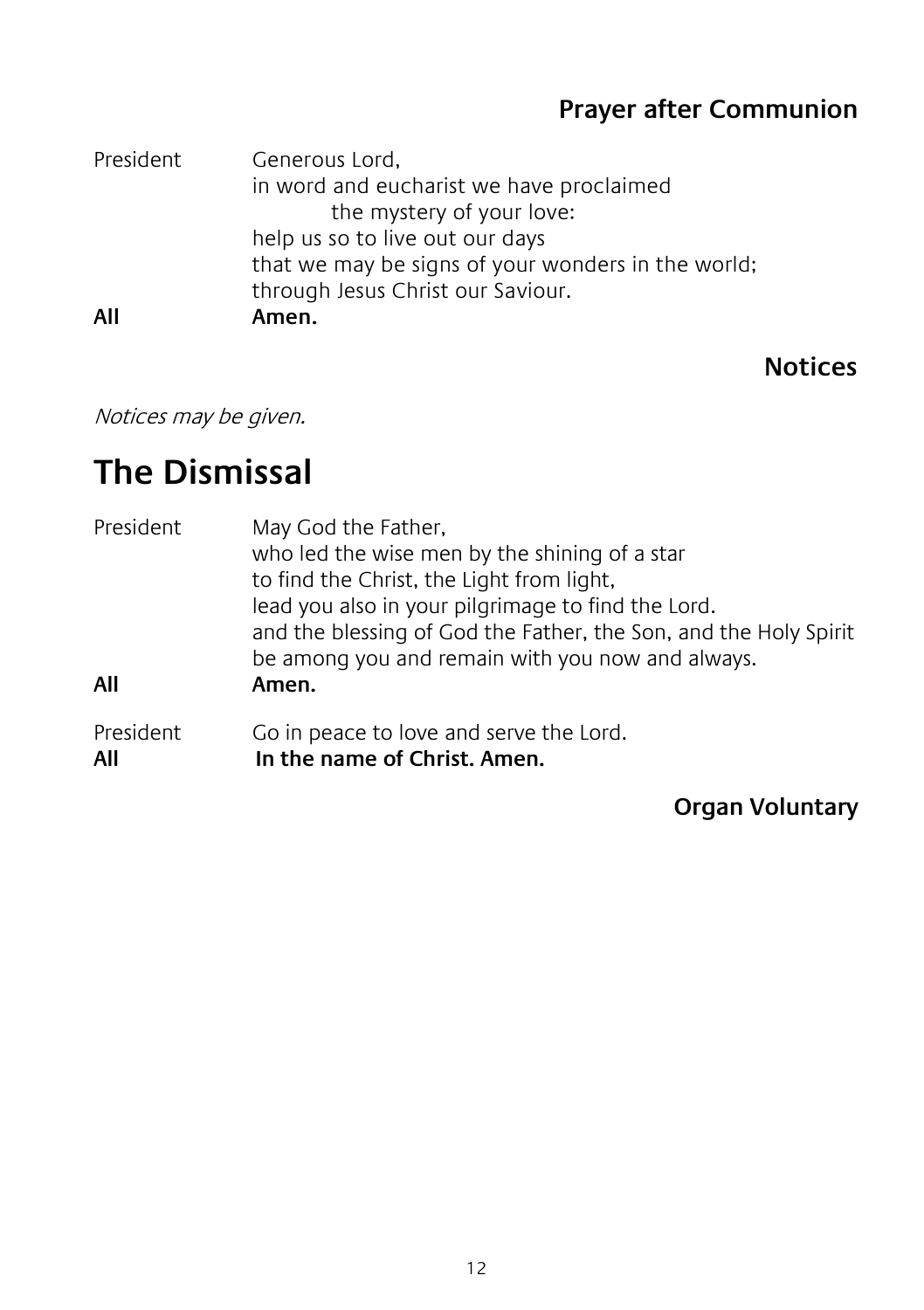### Prayer after Communion

President Generous Lord,
in word and eucharist we have proclaimed
the mystery of your love:
help us so to live out our days
that we may be signs of your wonders in the world;
through Jesus Christ our Saviour.

**All** **Amen.**

### Notices

*Notices may be given.*

## The Dismissal

President May God the Father,
who led the wise men by the shining of a star
to find the Christ, the Light from light,
lead you also in your pilgrimage to find the Lord.
and the blessing of God the Father, the Son, and the Holy Spirit
be among you and remain with you now and always.

**All** **Amen.**

President Go in peace to love and serve the Lord.

**All** **In the name of Christ. Amen.**

### Organ Voluntary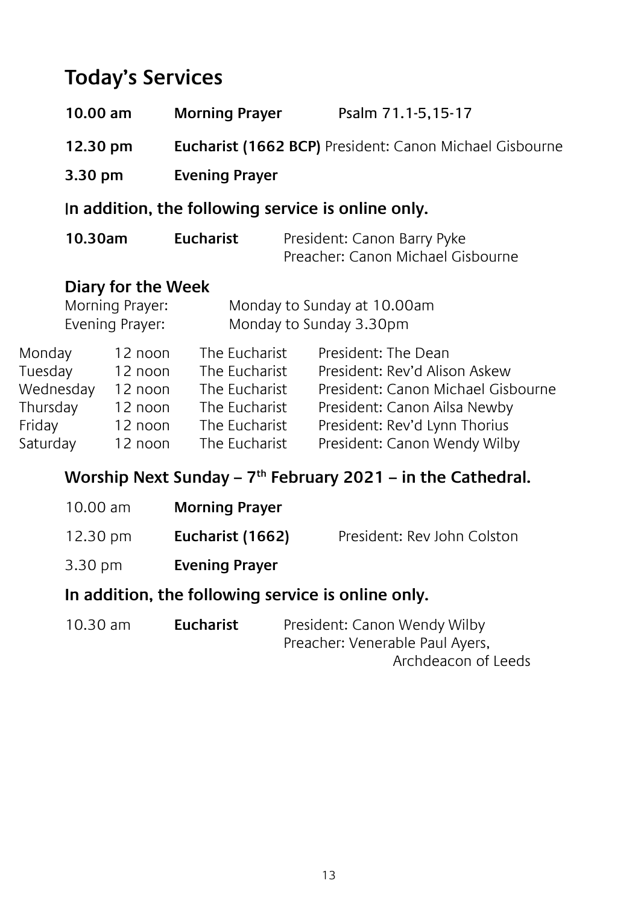# Today's Services

| | | |
|---|---|---|
| **10.00 am** | **Morning Prayer** | Psalm 71.1-5,15-17 |
| **12.30 pm** | **Eucharist (1662 BCP)** | President: Canon Michael Gisbourne |
| **3.30 pm** | **Evening Prayer** | |

**In addition, the following service is online only.**

| | | |
|---|---|---|
| **10.30am** | **Eucharist** | President: Canon Barry Pyke<br>Preacher: Canon Michael Gisbourne |

## Diary for the Week

Morning Prayer: Monday to Sunday at 10.00am
Evening Prayer: Monday to Sunday 3.30pm

| | | | |
|---|---|---|---|
| Monday | 12 noon | The Eucharist | President: The Dean |
| Tuesday | 12 noon | The Eucharist | President: Rev'd Alison Askew |
| Wednesday | 12 noon | The Eucharist | President: Canon Michael Gisbourne |
| Thursday | 12 noon | The Eucharist | President: Canon Ailsa Newby |
| Friday | 12 noon | The Eucharist | President: Rev'd Lynn Thorius |
| Saturday | 12 noon | The Eucharist | President: Canon Wendy Wilby |

## Worship Next Sunday – 7th February 2021 – in the Cathedral.

| | | |
|---|---|---|
| 10.00 am | **Morning Prayer** | |
| 12.30 pm | **Eucharist (1662)** | President: Rev John Colston |
| 3.30 pm | **Evening Prayer** | |

**In addition, the following service is online only.**

| | | |
|---|---|---|
| 10.30 am | **Eucharist** | President: Canon Wendy Wilby<br>Preacher: Venerable Paul Ayers, Archdeacon of Leeds |